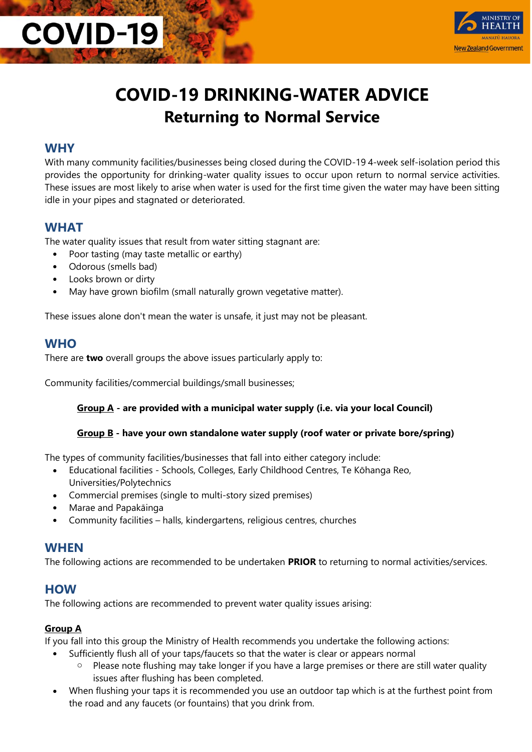# COVID-19 DRINKING-WATER ADVICE

## Returning to Normal Service

### WHY

With many community facilities/businesses being closed during the COVID-19 4-week self-isolation period this provides the opportunity for drinking-water quality issues to occur upon return to normal service activities. These issues are most likely to arise when water is used for the first time given the water may have been sitting idle in your pipes and stagnated or deteriorated.

### WHAT

The water quality issues that result from water sitting stagnant are:

- Poor tasting (may taste metallic or earthy)
- Odorous (smells bad)
- Looks brown or dirty
- May have grown biofilm (small naturally grown vegetative matter).

These issues alone don't mean the water is unsafe, it just may not be pleasant.

### WHO

There are **two** overall groups the above issues particularly apply to:

Community facilities/commercial buildings/small businesses;

> **Group A - are provided with a municipal water supply (i.e. via your local Council)**
>
> **Group B - have your own standalone water supply (roof water or private bore/spring)**

The types of community facilities/businesses that fall into either category include:

- Educational facilities - Schools, Colleges, Early Childhood Centres, Te Kōhanga Reo, Universities/Polytechnics
- Commercial premises (single to multi-story sized premises)
- Marae and Papakāinga
- Community facilities – halls, kindergartens, religious centres, churches

### WHEN

The following actions are recommended to be undertaken **PRIOR** to returning to normal activities/services.

### HOW

The following actions are recommended to prevent water quality issues arising:

**Group A**

If you fall into this group the Ministry of Health recommends you undertake the following actions:

- Sufficiently flush all of your taps/faucets so that the water is clear or appears normal
  - Please note flushing may take longer if you have a large premises or there are still water quality issues after flushing has been completed.
- When flushing your taps it is recommended you use an outdoor tap which is at the furthest point from the road and any faucets (or fountains) that you drink from.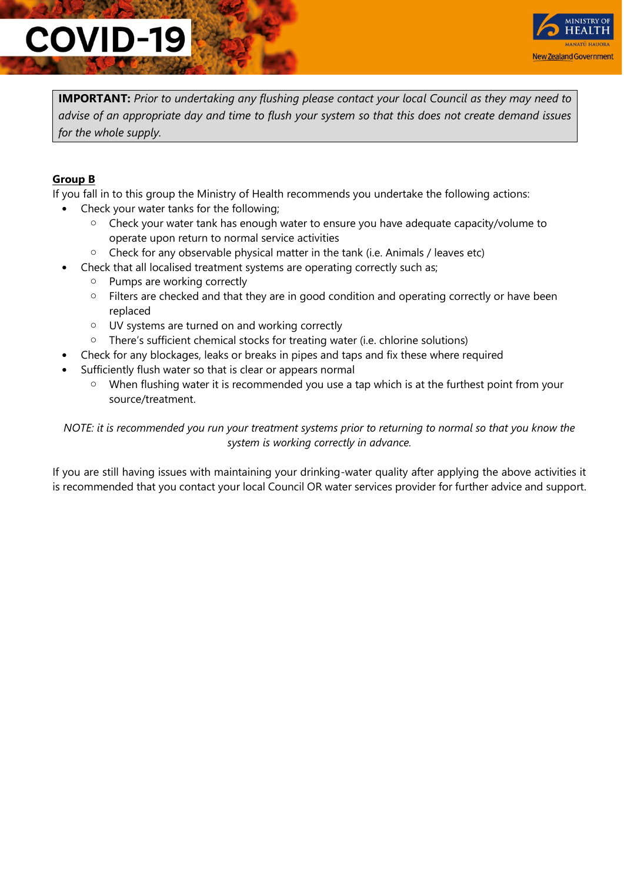**IMPORTANT:** *Prior to undertaking any flushing please contact your local Council as they may need to advise of an appropriate day and time to flush your system so that this does not create demand issues for the whole supply.*

**<u>Group B</u>**

If you fall in to this group the Ministry of Health recommends you undertake the following actions:

- Check your water tanks for the following;
  - Check your water tank has enough water to ensure you have adequate capacity/volume to operate upon return to normal service activities
  - Check for any observable physical matter in the tank (i.e. Animals / leaves etc)
- Check that all localised treatment systems are operating correctly such as;
  - Pumps are working correctly
  - Filters are checked and that they are in good condition and operating correctly or have been replaced
  - UV systems are turned on and working correctly
  - There's sufficient chemical stocks for treating water (i.e. chlorine solutions)
- Check for any blockages, leaks or breaks in pipes and taps and fix these where required
- Sufficiently flush water so that is clear or appears normal
  - When flushing water it is recommended you use a tap which is at the furthest point from your source/treatment.

*NOTE: it is recommended you run your treatment systems prior to returning to normal so that you know the system is working correctly in advance.*

If you are still having issues with maintaining your drinking-water quality after applying the above activities it is recommended that you contact your local Council OR water services provider for further advice and support.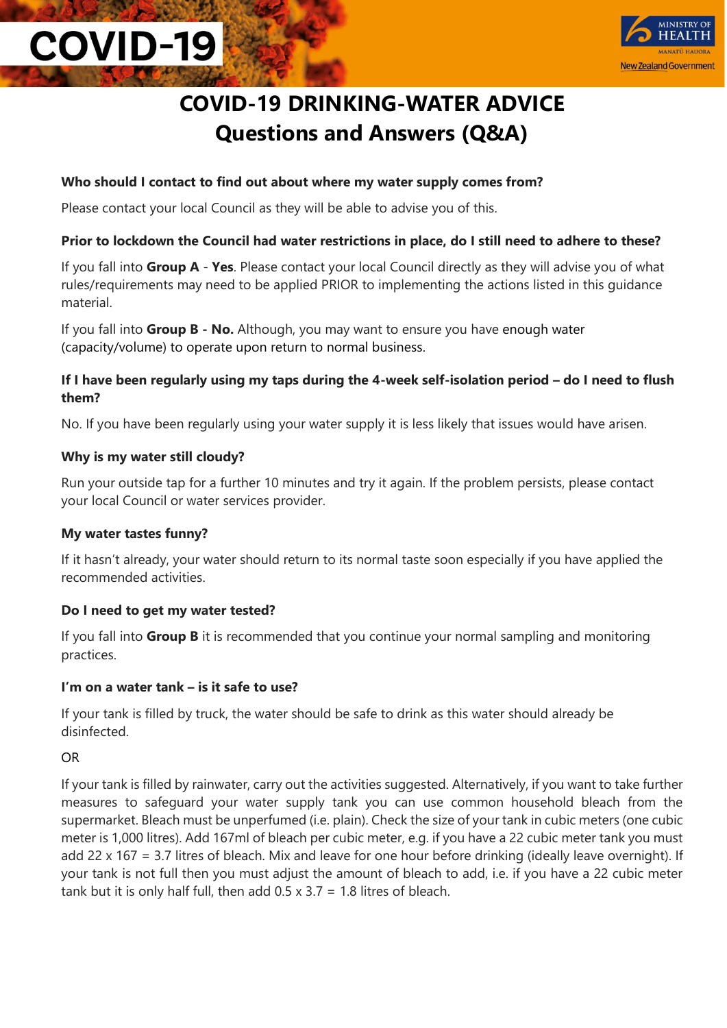# COVID-19 DRINKING-WATER ADVICE
# Questions and Answers (Q&A)

**Who should I contact to find out about where my water supply comes from?**

Please contact your local Council as they will be able to advise you of this.

**Prior to lockdown the Council had water restrictions in place, do I still need to adhere to these?**

If you fall into **Group A** - **Yes**. Please contact your local Council directly as they will advise you of what rules/requirements may need to be applied PRIOR to implementing the actions listed in this guidance material.

If you fall into **Group B - No.** Although, you may want to ensure you have enough water (capacity/volume) to operate upon return to normal business.

**If I have been regularly using my taps during the 4-week self-isolation period – do I need to flush them?**

No. If you have been regularly using your water supply it is less likely that issues would have arisen.

**Why is my water still cloudy?**

Run your outside tap for a further 10 minutes and try it again. If the problem persists, please contact your local Council or water services provider.

**My water tastes funny?**

If it hasn't already, your water should return to its normal taste soon especially if you have applied the recommended activities.

**Do I need to get my water tested?**

If you fall into **Group B** it is recommended that you continue your normal sampling and monitoring practices.

**I'm on a water tank – is it safe to use?**

If your tank is filled by truck, the water should be safe to drink as this water should already be disinfected.

OR

If your tank is filled by rainwater, carry out the activities suggested. Alternatively, if you want to take further measures to safeguard your water supply tank you can use common household bleach from the supermarket. Bleach must be unperfumed (i.e. plain). Check the size of your tank in cubic meters (one cubic meter is 1,000 litres). Add 167ml of bleach per cubic meter, e.g. if you have a 22 cubic meter tank you must add 22 x 167 = 3.7 litres of bleach. Mix and leave for one hour before drinking (ideally leave overnight). If your tank is not full then you must adjust the amount of bleach to add, i.e. if you have a 22 cubic meter tank but it is only half full, then add 0.5 x 3.7 = 1.8 litres of bleach.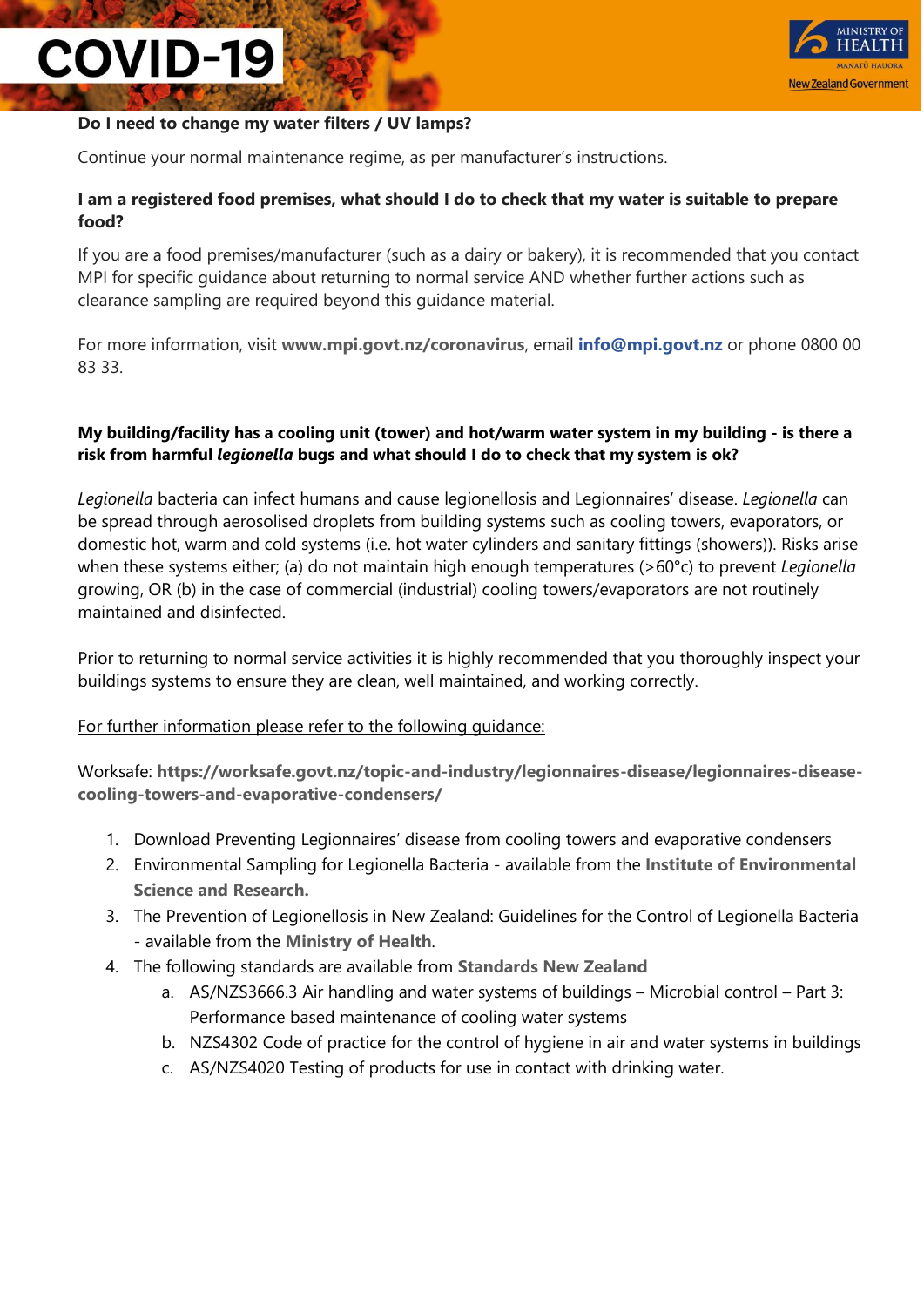**Do I need to change my water filters / UV lamps?**

Continue your normal maintenance regime, as per manufacturer's instructions.

**I am a registered food premises, what should I do to check that my water is suitable to prepare food?**

If you are a food premises/manufacturer (such as a dairy or bakery), it is recommended that you contact MPI for specific guidance about returning to normal service AND whether further actions such as clearance sampling are required beyond this guidance material.

For more information, visit **www.mpi.govt.nz/coronavirus**, email **info@mpi.govt.nz** or phone 0800 00 83 33.

**My building/facility has a cooling unit (tower) and hot/warm water system in my building - is there a risk from harmful *legionella* bugs and what should I do to check that my system is ok?**

*Legionella* bacteria can infect humans and cause legionellosis and Legionnaires' disease. *Legionella* can be spread through aerosolised droplets from building systems such as cooling towers, evaporators, or domestic hot, warm and cold systems (i.e. hot water cylinders and sanitary fittings (showers)). Risks arise when these systems either; (a) do not maintain high enough temperatures (>60°c) to prevent *Legionella* growing, OR (b) in the case of commercial (industrial) cooling towers/evaporators are not routinely maintained and disinfected.

Prior to returning to normal service activities it is highly recommended that you thoroughly inspect your buildings systems to ensure they are clean, well maintained, and working correctly.

For further information please refer to the following guidance:

Worksafe: **https://worksafe.govt.nz/topic-and-industry/legionnaires-disease/legionnaires-disease-cooling-towers-and-evaporative-condensers/**

1. Download Preventing Legionnaires' disease from cooling towers and evaporative condensers
2. Environmental Sampling for Legionella Bacteria - available from the **Institute of Environmental Science and Research.**
3. The Prevention of Legionellosis in New Zealand: Guidelines for the Control of Legionella Bacteria - available from the **Ministry of Health**.
4. The following standards are available from **Standards New Zealand**
   a. AS/NZS3666.3 Air handling and water systems of buildings – Microbial control – Part 3: Performance based maintenance of cooling water systems
   b. NZS4302 Code of practice for the control of hygiene in air and water systems in buildings
   c. AS/NZS4020 Testing of products for use in contact with drinking water.